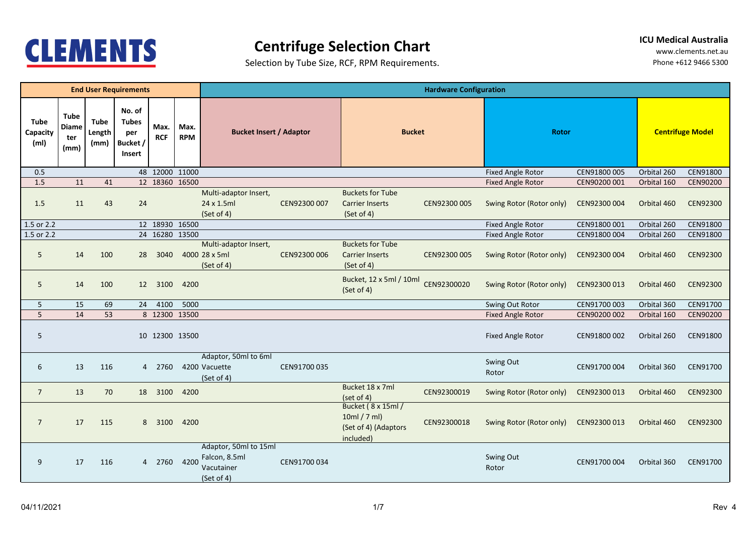# CLEMENTS

# Centrifuge Selection Chart

Selection by Tube Size, RCF, RPM Requirements.

**ICU Medical Australia**
www.clements.net.au
Phone +612 9466 5300

| End User Requirements | | | | | | Hardware Configuration | | | | | | | |
|---|---|---|---|---|---|---|---|---|---|---|---|---|---|
| Tube Capacity (ml) | Tube Diameter (mm) | Tube Length (mm) | No. of Tubes per Bucket / Insert | Max. RCF | Max. RPM | Bucket Insert / Adaptor | | Bucket | | Rotor | | Centrifuge Model | |
| 0.5 | | | 48 | 12000 | 11000 | | | | | Fixed Angle Rotor | CEN91800 005 | Orbital 260 | CEN91800 |
| 1.5 | 11 | 41 | 12 | 18360 | 16500 | | | | | Fixed Angle Rotor | CEN90200 001 | Orbital 160 | CEN90200 |
| 1.5 | 11 | 43 | 24 | | | Multi-adaptor Insert, 24 x 1.5ml (Set of 4) | CEN92300 007 | Buckets for Tube Carrier Inserts (Set of 4) | CEN92300 005 | Swing Rotor (Rotor only) | CEN92300 004 | Orbital 460 | CEN92300 |
| 1.5 or 2.2 | | | 12 | 18930 | 16500 | | | | | Fixed Angle Rotor | CEN91800 001 | Orbital 260 | CEN91800 |
| 1.5 or 2.2 | | | 24 | 16280 | 13500 | | | | | Fixed Angle Rotor | CEN91800 004 | Orbital 260 | CEN91800 |
| 5 | 14 | 100 | 28 | 3040 | 4000 | Multi-adaptor Insert, 28 x 5ml (Set of 4) | CEN92300 006 | Buckets for Tube Carrier Inserts (Set of 4) | CEN92300 005 | Swing Rotor (Rotor only) | CEN92300 004 | Orbital 460 | CEN92300 |
| 5 | 14 | 100 | 12 | 3100 | 4200 | | | Bucket, 12 x 5ml / 10ml (Set of 4) | CEN92300020 | Swing Rotor (Rotor only) | CEN92300 013 | Orbital 460 | CEN92300 |
| 5 | 15 | 69 | 24 | 4100 | 5000 | | | | | Swing Out Rotor | CEN91700 003 | Orbital 360 | CEN91700 |
| 5 | 14 | 53 | 8 | 12300 | 13500 | | | | | Fixed Angle Rotor | CEN90200 002 | Orbital 160 | CEN90200 |
| 5 | | | 10 | 12300 | 13500 | | | | | Fixed Angle Rotor | CEN91800 002 | Orbital 260 | CEN91800 |
| 6 | 13 | 116 | 4 | 2760 | 4200 | Adaptor, 50ml to 6ml Vacuette (Set of 4) | CEN91700 035 | | | Swing Out Rotor | CEN91700 004 | Orbital 360 | CEN91700 |
| 7 | 13 | 70 | 18 | 3100 | 4200 | | | Bucket 18 x 7ml (set of 4) | CEN92300019 | Swing Rotor (Rotor only) | CEN92300 013 | Orbital 460 | CEN92300 |
| 7 | 17 | 115 | 8 | 3100 | 4200 | | | Bucket ( 8 x 15ml / 10ml / 7 ml) (Set of 4) (Adaptors included) | CEN92300018 | Swing Rotor (Rotor only) | CEN92300 013 | Orbital 460 | CEN92300 |
| 9 | 17 | 116 | 4 | 2760 | 4200 | Adaptor, 50ml to 15ml Falcon, 8.5ml Vacutainer (Set of 4) | CEN91700 034 | | | Swing Out Rotor | CEN91700 004 | Orbital 360 | CEN91700 |

04/11/2021

Rev 4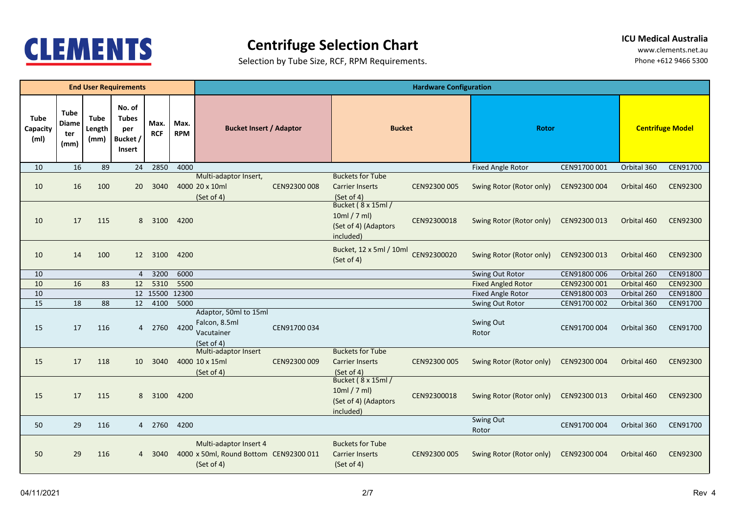# CLEMENTS

## Centrifuge Selection Chart

Selection by Tube Size, RCF, RPM Requirements.

**ICU Medical Australia**
www.clements.net.au
Phone +612 9466 5300

| End User Requirements | | | | | | Hardware Configuration | | | | | | | |
|---|---|---|---|---|---|---|---|---|---|---|---|---|---|
| **Tube Capacity (ml)** | **Tube Diameter (mm)** | **Tube Length (mm)** | **No. of Tubes per Bucket / Insert** | **Max. RCF** | **Max. RPM** | **Bucket Insert / Adaptor** | | **Bucket** | | **Rotor** | | **Centrifuge Model** | |
| 10 | 16 | 89 | 24 | 2850 | 4000 | | | | | Fixed Angle Rotor | CEN91700 001 | Orbital 360 | CEN91700 |
| 10 | 16 | 100 | 20 | 3040 | 4000 | Multi-adaptor Insert, 20 x 10ml (Set of 4) | CEN92300 008 | Buckets for Tube Carrier Inserts (Set of 4) | CEN92300 005 | Swing Rotor (Rotor only) | CEN92300 004 | Orbital 460 | CEN92300 |
| 10 | 17 | 115 | 8 | 3100 | 4200 | | | Bucket ( 8 x 15ml / 10ml / 7 ml) (Set of 4) (Adaptors included) | CEN92300018 | Swing Rotor (Rotor only) | CEN92300 013 | Orbital 460 | CEN92300 |
| 10 | 14 | 100 | 12 | 3100 | 4200 | | | Bucket, 12 x 5ml / 10ml (Set of 4) | CEN92300020 | Swing Rotor (Rotor only) | CEN92300 013 | Orbital 460 | CEN92300 |
| 10 | | | 4 | 3200 | 6000 | | | | | Swing Out Rotor | CEN91800 006 | Orbital 260 | CEN91800 |
| 10 | 16 | 83 | 12 | 5310 | 5500 | | | | | Fixed Angled Rotor | CEN92300 001 | Orbital 460 | CEN92300 |
| 10 | | | 12 | 15500 | 12300 | | | | | Fixed Angle Rotor | CEN91800 003 | Orbital 260 | CEN91800 |
| 15 | 18 | 88 | 12 | 4100 | 5000 | | | | | Swing Out Rotor | CEN91700 002 | Orbital 360 | CEN91700 |
| 15 | 17 | 116 | 4 | 2760 | 4200 | Adaptor, 50ml to 15ml Falcon, 8.5ml Vacutainer (Set of 4) | CEN91700 034 | | | Swing Out Rotor | CEN91700 004 | Orbital 360 | CEN91700 |
| 15 | 17 | 118 | 10 | 3040 | 4000 | Multi-adaptor Insert 10 x 15ml (Set of 4) | CEN92300 009 | Buckets for Tube Carrier Inserts (Set of 4) | CEN92300 005 | Swing Rotor (Rotor only) | CEN92300 004 | Orbital 460 | CEN92300 |
| 15 | 17 | 115 | 8 | 3100 | 4200 | | | Bucket ( 8 x 15ml / 10ml / 7 ml) (Set of 4) (Adaptors included) | CEN92300018 | Swing Rotor (Rotor only) | CEN92300 013 | Orbital 460 | CEN92300 |
| 50 | 29 | 116 | 4 | 2760 | 4200 | | | | | Swing Out Rotor | CEN91700 004 | Orbital 360 | CEN91700 |
| 50 | 29 | 116 | 4 | 3040 | 4000 | Multi-adaptor Insert 4 x 50ml, Round Bottom (Set of 4) | CEN92300 011 | Buckets for Tube Carrier Inserts (Set of 4) | CEN92300 005 | Swing Rotor (Rotor only) | CEN92300 004 | Orbital 460 | CEN92300 |

04/11/2021 Rev 4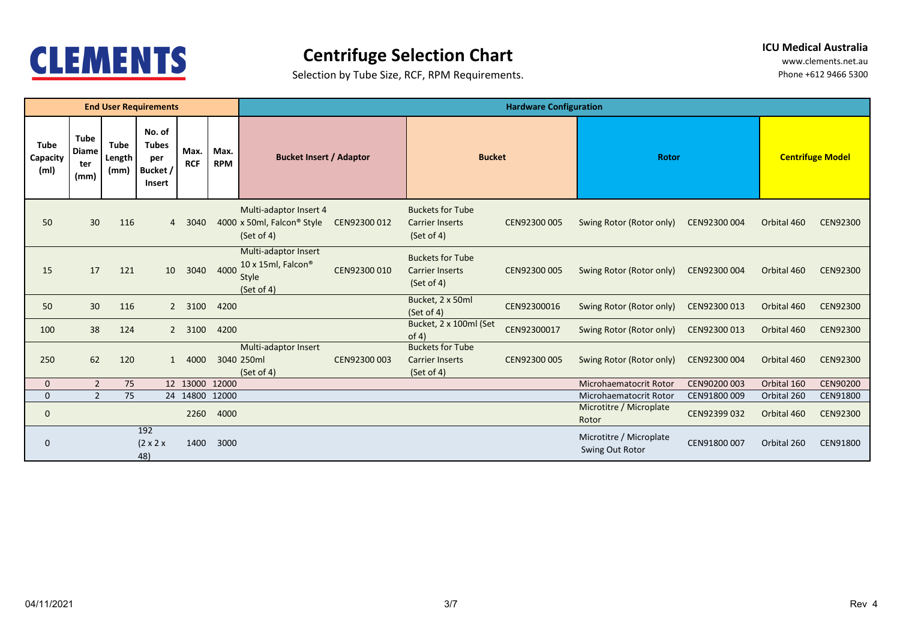**CLEMENTS**

# Centrifuge Selection Chart

Selection by Tube Size, RCF, RPM Requirements.

**ICU Medical Australia**
www.clements.net.au
Phone +612 9466 5300

| End User Requirements | | | | | | Hardware Configuration | | | | | | | |
|---|---|---|---|---|---|---|---|---|---|---|---|---|---|
| Tube Capacity (ml) | Tube Diameter (mm) | Tube Length (mm) | No. of Tubes per Bucket / Insert | Max. RCF | Max. RPM | Bucket Insert / Adaptor | | Bucket | | Rotor | | Centrifuge Model | |
| 50 | 30 | 116 | 4 | 3040 | 4000 | Multi-adaptor Insert 4 x 50ml, Falcon® Style (Set of 4) | CEN92300 012 | Buckets for Tube Carrier Inserts (Set of 4) | CEN92300 005 | Swing Rotor (Rotor only) | CEN92300 004 | Orbital 460 | CEN92300 |
| 15 | 17 | 121 | 10 | 3040 | 4000 | Multi-adaptor Insert 10 x 15ml, Falcon® Style (Set of 4) | CEN92300 010 | Buckets for Tube Carrier Inserts (Set of 4) | CEN92300 005 | Swing Rotor (Rotor only) | CEN92300 004 | Orbital 460 | CEN92300 |
| 50 | 30 | 116 | 2 | 3100 | 4200 | | | Bucket, 2 x 50ml (Set of 4) | CEN92300016 | Swing Rotor (Rotor only) | CEN92300 013 | Orbital 460 | CEN92300 |
| 100 | 38 | 124 | 2 | 3100 | 4200 | | | Bucket, 2 x 100ml (Set of 4) | CEN92300017 | Swing Rotor (Rotor only) | CEN92300 013 | Orbital 460 | CEN92300 |
| 250 | 62 | 120 | 1 | 4000 | 3040 | Multi-adaptor Insert 250ml (Set of 4) | CEN92300 003 | Buckets for Tube Carrier Inserts (Set of 4) | CEN92300 005 | Swing Rotor (Rotor only) | CEN92300 004 | Orbital 460 | CEN92300 |
| 0 | 2 | 75 | 12 | 13000 | 12000 | | | | | Microhaematocrit Rotor | CEN90200 003 | Orbital 160 | CEN90200 |
| 0 | 2 | 75 | 24 | 14800 | 12000 | | | | | Microhaematocrit Rotor | CEN91800 009 | Orbital 260 | CEN91800 |
| 0 | | | | 2260 | 4000 | | | | | Microtitre / Microplate Rotor | CEN92399 032 | Orbital 460 | CEN92300 |
| 0 | | | 192 (2 x 2 x 48) | 1400 | 3000 | | | | | Microtitre / Microplate Swing Out Rotor | CEN91800 007 | Orbital 260 | CEN91800 |

04/11/2021 Rev 4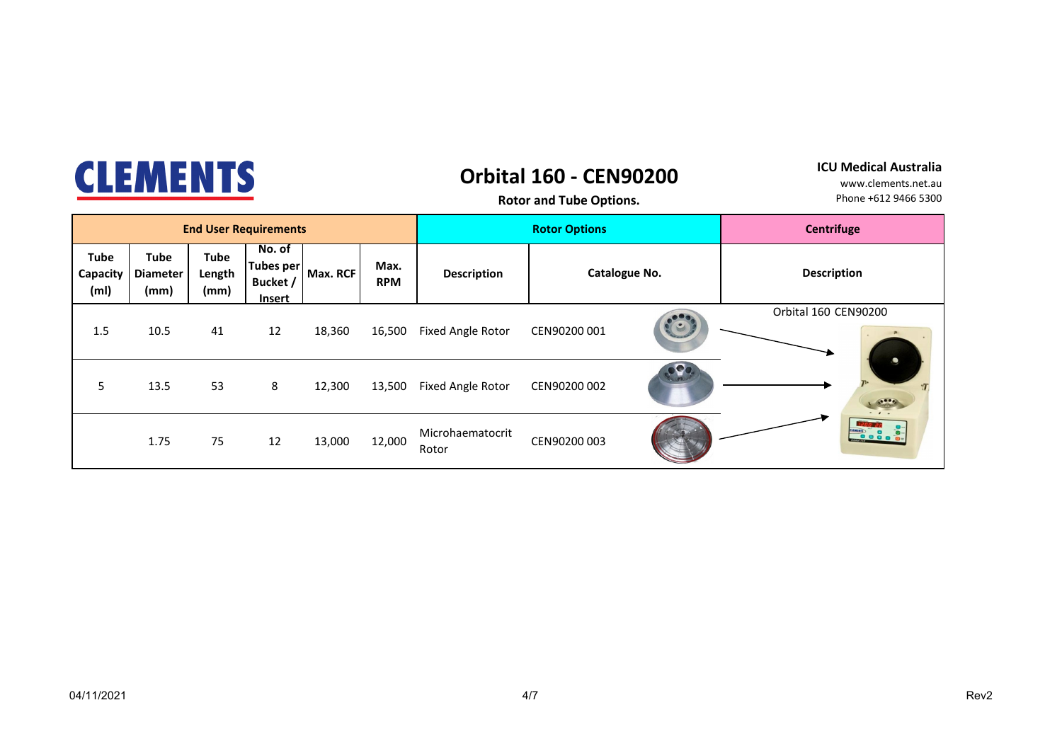# CLEMENTS

## Orbital 160 - CEN90200

**Rotor and Tube Options.**

**ICU Medical Australia**
www.clements.net.au
Phone +612 9466 5300

| End User Requirements | | | | | | Rotor Options | | Centrifuge |
|---|---|---|---|---|---|---|---|---|
| **Tube Capacity (ml)** | **Tube Diameter (mm)** | **Tube Length (mm)** | **No. of Tubes per Bucket / Insert** | **Max. RCF** | **Max. RPM** | **Description** | **Catalogue No.** | **Description** |
| 1.5 | 10.5 | 41 | 12 | 18,360 | 16,500 | Fixed Angle Rotor | CEN90200 001 | Orbital 160 CEN90200 |
| 5 | 13.5 | 53 | 8 | 12,300 | 13,500 | Fixed Angle Rotor | CEN90200 002 | |
| | 1.75 | 75 | 12 | 13,000 | 12,000 | Microhaematocrit Rotor | CEN90200 003 | |

04/11/2021

Rev2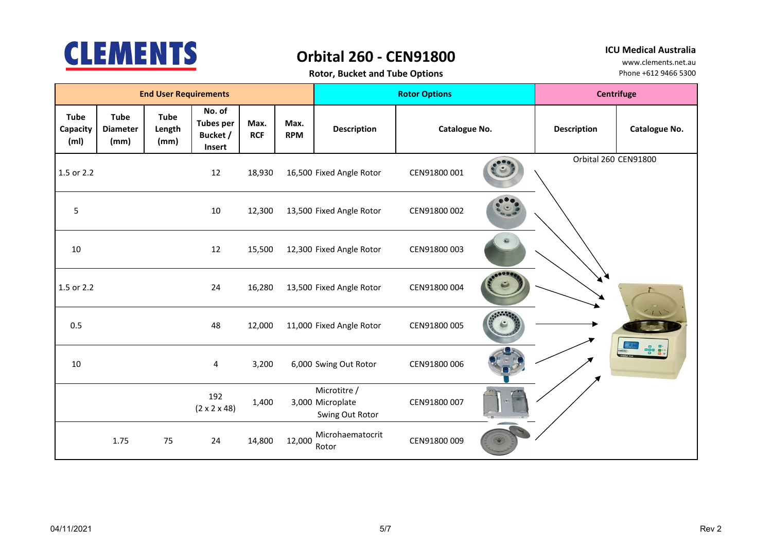# CLEMENTS

## Orbital 260 - CEN91800

**Rotor, Bucket and Tube Options**

**ICU Medical Australia**
www.clements.net.au
Phone +612 9466 5300

| End User Requirements | | | | | | Rotor Options | | Centrifuge | |
|---|---|---|---|---|---|---|---|---|---|
| Tube Capacity (ml) | Tube Diameter (mm) | Tube Length (mm) | No. of Tubes per Bucket / Insert | Max. RCF | Max. RPM | Description | Catalogue No. | Description | Catalogue No. |
| 1.5 or 2.2 | | | 12 | 18,930 | 16,500 | Fixed Angle Rotor | CEN91800 001 | Orbital 260 | CEN91800 |
| 5 | | | 10 | 12,300 | 13,500 | Fixed Angle Rotor | CEN91800 002 | | |
| 10 | | | 12 | 15,500 | 12,300 | Fixed Angle Rotor | CEN91800 003 | | |
| 1.5 or 2.2 | | | 24 | 16,280 | 13,500 | Fixed Angle Rotor | CEN91800 004 | | |
| 0.5 | | | 48 | 12,000 | 11,000 | Fixed Angle Rotor | CEN91800 005 | | |
| 10 | | | 4 | 3,200 | 6,000 | Swing Out Rotor | CEN91800 006 | | |
| | | | 192 (2 x 2 x 48) | 1,400 | 3,000 | Microtitre / Microplate Swing Out Rotor | CEN91800 007 | | |
| | 1.75 | 75 | 24 | 14,800 | 12,000 | Microhaematocrit Rotor | CEN91800 009 | | |

04/11/2021

Rev 2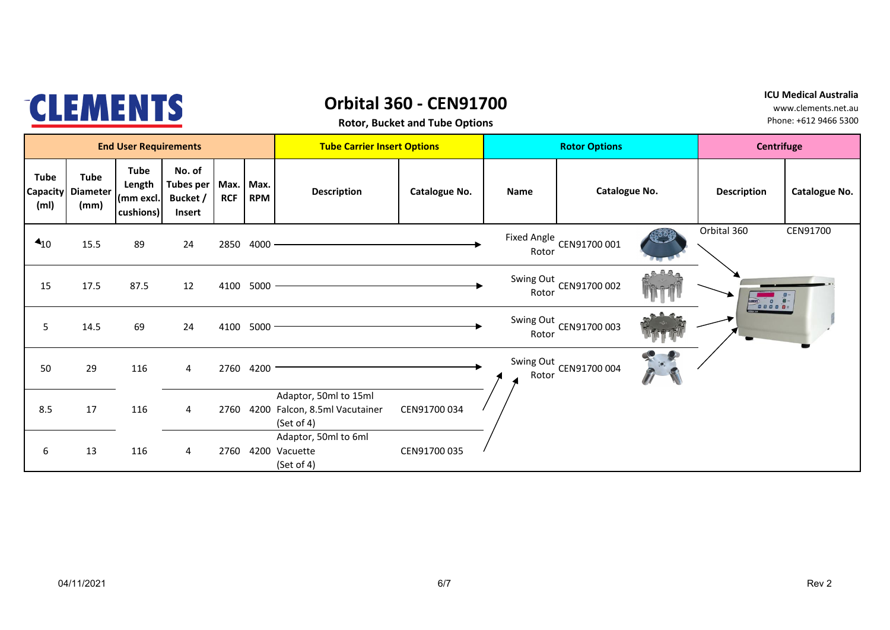CLEMENTS

# Orbital 360 - CEN91700

**Rotor, Bucket and Tube Options**

**ICU Medical Australia**
www.clements.net.au
Phone: +612 9466 5300

| End User Requirements | | | | | | Tube Carrier Insert Options | | Rotor Options | | Centrifuge | |
|---|---|---|---|---|---|---|---|---|---|---|---|
| Tube Capacity (ml) | Tube Diameter (mm) | Tube Length (mm excl. cushions) | No. of Tubes per Bucket / Insert | Max. RCF | Max. RPM | Description | Catalogue No. | Name | Catalogue No. | Description | Catalogue No. |
| 10 | 15.5 | 89 | 24 | 2850 | 4000 | → | | Fixed Angle Rotor | CEN91700 001 | Orbital 360 | CEN91700 |
| 15 | 17.5 | 87.5 | 12 | 4100 | 5000 | → | | Swing Out Rotor | CEN91700 002 | | |
| 5 | 14.5 | 69 | 24 | 4100 | 5000 | → | | Swing Out Rotor | CEN91700 003 | | |
| 50 | 29 | 116 | 4 | 2760 | 4200 | → | | Swing Out Rotor | CEN91700 004 | | |
| 8.5 | 17 | 116 | 4 | 2760 | 4200 | Adaptor, 50ml to 15ml Falcon, 8.5ml Vacutainer (Set of 4) | CEN91700 034 | | | | |
| 6 | 13 | 116 | 4 | 2760 | 4200 | Adaptor, 50ml to 6ml Vacuette (Set of 4) | CEN91700 035 | | | | |

04/11/2021 Rev 2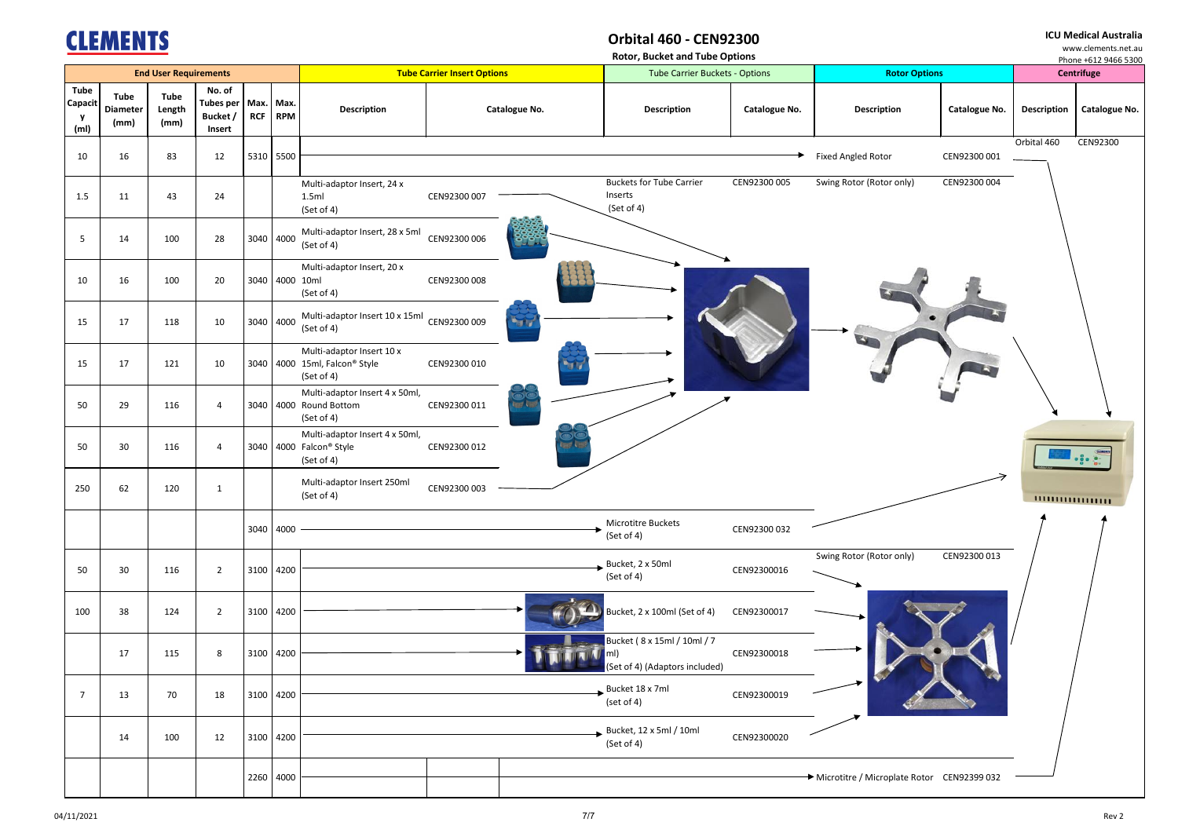# Orbital 460 - CEN92300

**Rotor, Bucket and Tube Options**

ICU Medical Australia
www.clements.net.au
Phone +612 9466 5300

| End User Requirements | | | | | | Tube Carrier Insert Options | | Tube Carrier Buckets - Options | | Rotor Options | | Centrifuge | |
|---|---|---|---|---|---|---|---|---|---|---|---|---|---|
| Tube Capacity (ml) | Tube Diameter (mm) | Tube Length (mm) | No. of Tubes per Bucket / Insert | Max. RCF | Max. RPM | Description | Catalogue No. | Description | Catalogue No. | Description | Catalogue No. | Description | Catalogue No. |
| 10 | 16 | 83 | 12 | 5310 | 5500 | | | | | Fixed Angled Rotor | CEN92300 001 | Orbital 460 | CEN92300 |
| 1.5 | 11 | 43 | 24 | | | Multi-adaptor Insert, 24 x 1.5ml (Set of 4) | CEN92300 007 | Buckets for Tube Carrier Inserts (Set of 4) | CEN92300 005 | Swing Rotor (Rotor only) | CEN92300 004 | | |
| 5 | 14 | 100 | 28 | 3040 | 4000 | Multi-adaptor Insert, 28 x 5ml (Set of 4) | CEN92300 006 | | | | | | |
| 10 | 16 | 100 | 20 | 3040 | 4000 | Multi-adaptor Insert, 20 x 10ml (Set of 4) | CEN92300 008 | | | | | | |
| 15 | 17 | 118 | 10 | 3040 | 4000 | Multi-adaptor Insert 10 x 15ml (Set of 4) | CEN92300 009 | | | | | | |
| 15 | 17 | 121 | 10 | 3040 | 4000 | Multi-adaptor Insert 10 x 15ml, Falcon® Style (Set of 4) | CEN92300 010 | | | | | | |
| 50 | 29 | 116 | 4 | 3040 | 4000 | Multi-adaptor Insert 4 x 50ml, Round Bottom (Set of 4) | CEN92300 011 | | | | | | |
| 50 | 30 | 116 | 4 | 3040 | 4000 | Multi-adaptor Insert 4 x 50ml, Falcon® Style (Set of 4) | CEN92300 012 | | | | | | |
| 250 | 62 | 120 | 1 | | | Multi-adaptor Insert 250ml (Set of 4) | CEN92300 003 | | | | | | |
| | | | | 3040 | 4000 | | | Microtitre Buckets (Set of 4) | CEN92300 032 | | | | |
| 50 | 30 | 116 | 2 | 3100 | 4200 | | | Bucket, 2 x 50ml (Set of 4) | CEN92300016 | Swing Rotor (Rotor only) | CEN92300 013 | | |
| 100 | 38 | 124 | 2 | 3100 | 4200 | | | Bucket, 2 x 100ml (Set of 4) | CEN92300017 | | | | |
| | 17 | 115 | 8 | 3100 | 4200 | | | Bucket ( 8 x 15ml / 10ml / 7 ml) (Set of 4) (Adaptors included) | CEN92300018 | | | | |
| 7 | 13 | 70 | 18 | 3100 | 4200 | | | Bucket 18 x 7ml (set of 4) | CEN92300019 | | | | |
| | 14 | 100 | 12 | 3100 | 4200 | | | Bucket, 12 x 5ml / 10ml (Set of 4) | CEN92300020 | | | | |
| | | | | 2260 | 4000 | | | | | Microtitre / Microplate Rotor | CEN92399 032 | | |

04/11/2021 Rev 2